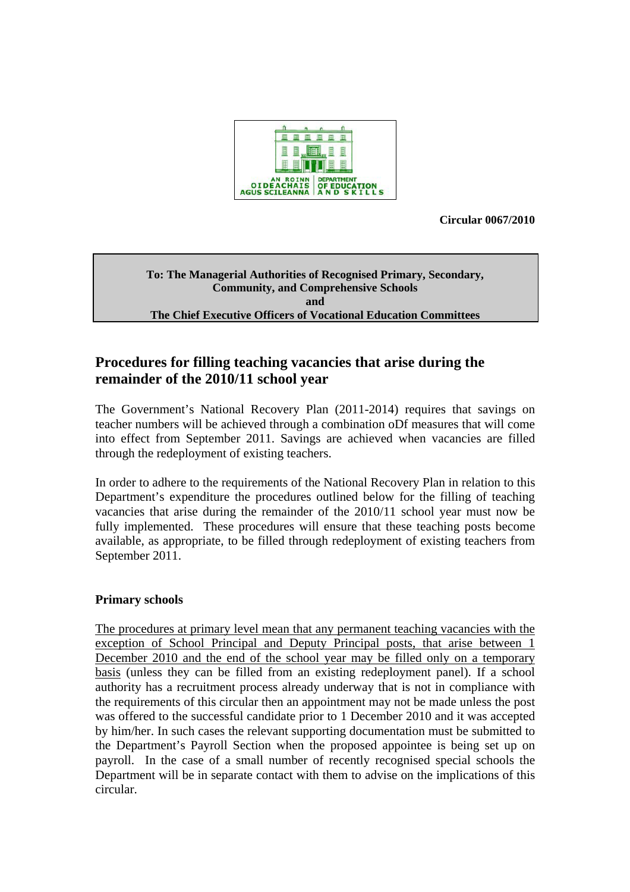**Circular 0067/2010**

**To: The Managerial Authorities of Recognised Primary, Secondary, Community, and Comprehensive Schools**
**and**
**The Chief Executive Officers of Vocational Education Committees**

## Procedures for filling teaching vacancies that arise during the remainder of the 2010/11 school year

The Government's National Recovery Plan (2011-2014) requires that savings on teacher numbers will be achieved through a combination oDf measures that will come into effect from September 2011. Savings are achieved when vacancies are filled through the redeployment of existing teachers.

In order to adhere to the requirements of the National Recovery Plan in relation to this Department's expenditure the procedures outlined below for the filling of teaching vacancies that arise during the remainder of the 2010/11 school year must now be fully implemented. These procedures will ensure that these teaching posts become available, as appropriate, to be filled through redeployment of existing teachers from September 2011.

### Primary schools

<u>The procedures at primary level mean that any permanent teaching vacancies with the exception of School Principal and Deputy Principal posts, that arise between 1 December 2010 and the end of the school year may be filled only on a temporary basis</u> (unless they can be filled from an existing redeployment panel). If a school authority has a recruitment process already underway that is not in compliance with the requirements of this circular then an appointment may not be made unless the post was offered to the successful candidate prior to 1 December 2010 and it was accepted by him/her. In such cases the relevant supporting documentation must be submitted to the Department's Payroll Section when the proposed appointee is being set up on payroll. In the case of a small number of recently recognised special schools the Department will be in separate contact with them to advise on the implications of this circular.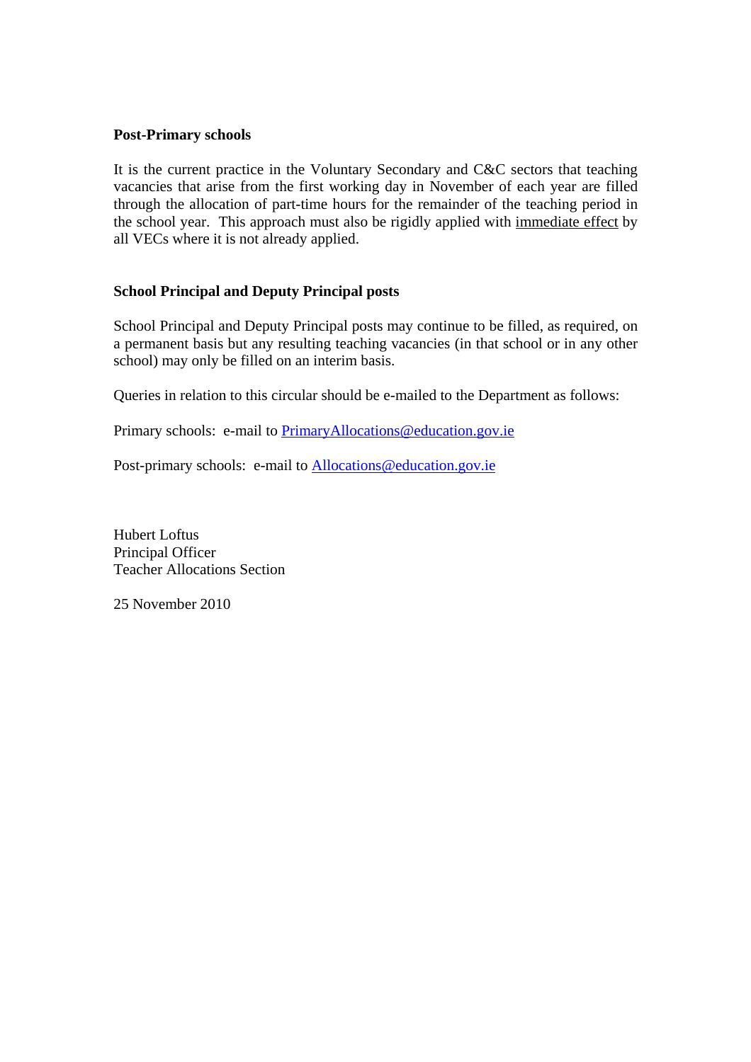**Post-Primary schools**

It is the current practice in the Voluntary Secondary and C&C sectors that teaching vacancies that arise from the first working day in November of each year are filled through the allocation of part-time hours for the remainder of the teaching period in the school year. This approach must also be rigidly applied with immediate effect by all VECs where it is not already applied.

**School Principal and Deputy Principal posts**

School Principal and Deputy Principal posts may continue to be filled, as required, on a permanent basis but any resulting teaching vacancies (in that school or in any other school) may only be filled on an interim basis.

Queries in relation to this circular should be e-mailed to the Department as follows:

Primary schools: e-mail to PrimaryAllocations@education.gov.ie

Post-primary schools: e-mail to Allocations@education.gov.ie

Hubert Loftus  
Principal Officer  
Teacher Allocations Section

25 November 2010